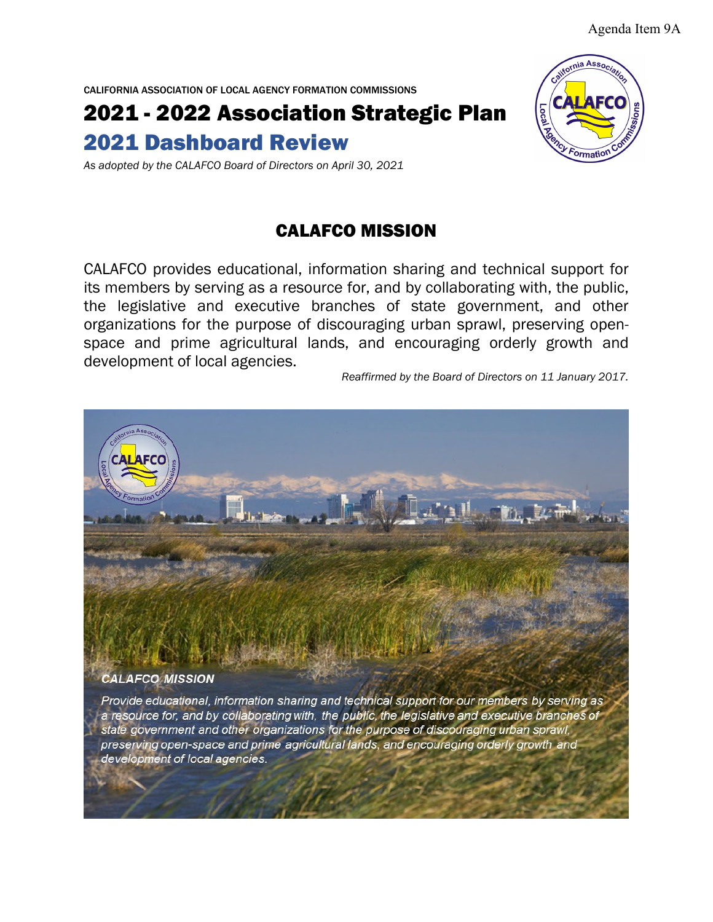Agenda Item 9A

CALIFORNIA ASSOCIATION OF LOCAL AGENCY FORMATION COMMISSIONS

# 2021 - 2022 Association Strategic Plan

## 2021 Dashboard Review

*As adopted by the CALAFCO Board of Directors on April 30, 2021*

## CALAFCO MISSION

CALAFCO provides educational, information sharing and technical support for its members by serving as a resource for, and by collaborating with, the public, the legislative and executive branches of state government, and other organizations for the purpose of discouraging urban sprawl, preserving open-space and prime agricultural lands, and encouraging orderly growth and development of local agencies.

*Reaffirmed by the Board of Directors on 11 January 2017.*

***CALAFCO MISSION***

*Provide educational, information sharing and technical support for our members by serving as a resource for, and by collaborating with, the public, the legislative and executive branches of state government and other organizations for the purpose of discouraging urban sprawl, preserving open-space and prime agricultural lands, and encouraging orderly growth and development of local agencies.*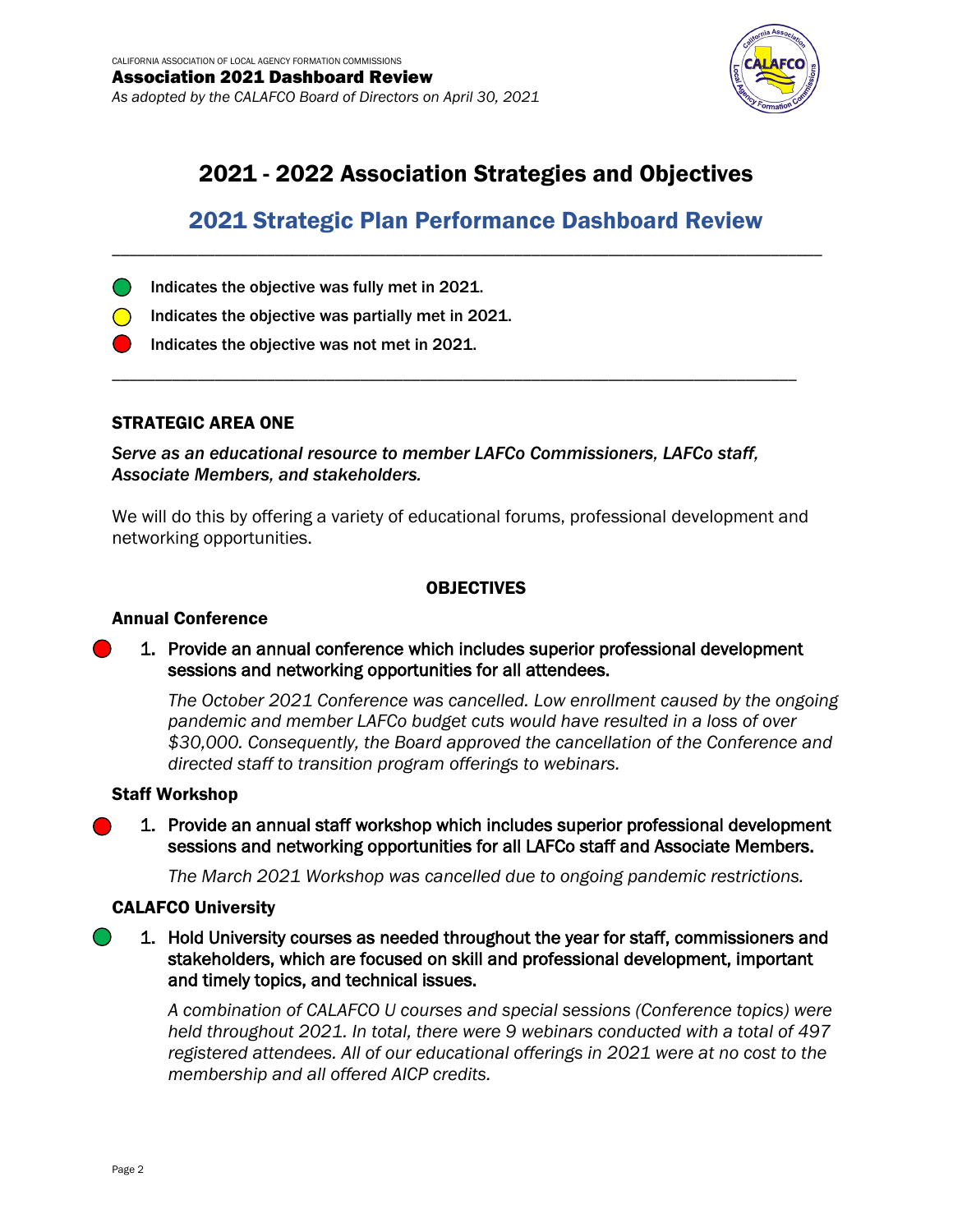CALIFORNIA ASSOCIATION OF LOCAL AGENCY FORMATION COMMISSIONS

**Association 2021 Dashboard Review**

*As adopted by the CALAFCO Board of Directors on April 30, 2021*

# 2021 - 2022 Association Strategies and Objectives

## 2021 Strategic Plan Performance Dashboard Review

---

- 🟢 Indicates the objective was fully met in 2021.
- 🟡 Indicates the objective was partially met in 2021.
- 🔴 Indicates the objective was not met in 2021.

---

### STRATEGIC AREA ONE

*Serve as an educational resource to member LAFCo Commissioners, LAFCo staff, Associate Members, and stakeholders.*

We will do this by offering a variety of educational forums, professional development and networking opportunities.

#### OBJECTIVES

**Annual Conference**

🔴 1. **Provide an annual conference which includes superior professional development sessions and networking opportunities for all attendees.**

*The October 2021 Conference was cancelled. Low enrollment caused by the ongoing pandemic and member LAFCo budget cuts would have resulted in a loss of over $30,000. Consequently, the Board approved the cancellation of the Conference and directed staff to transition program offerings to webinars.*

**Staff Workshop**

🔴 1. **Provide an annual staff workshop which includes superior professional development sessions and networking opportunities for all LAFCo staff and Associate Members.**

*The March 2021 Workshop was cancelled due to ongoing pandemic restrictions.*

**CALAFCO University**

🟢 1. **Hold University courses as needed throughout the year for staff, commissioners and stakeholders, which are focused on skill and professional development, important and timely topics, and technical issues.**

*A combination of CALAFCO U courses and special sessions (Conference topics) were held throughout 2021. In total, there were 9 webinars conducted with a total of 497 registered attendees. All of our educational offerings in 2021 were at no cost to the membership and all offered AICP credits.*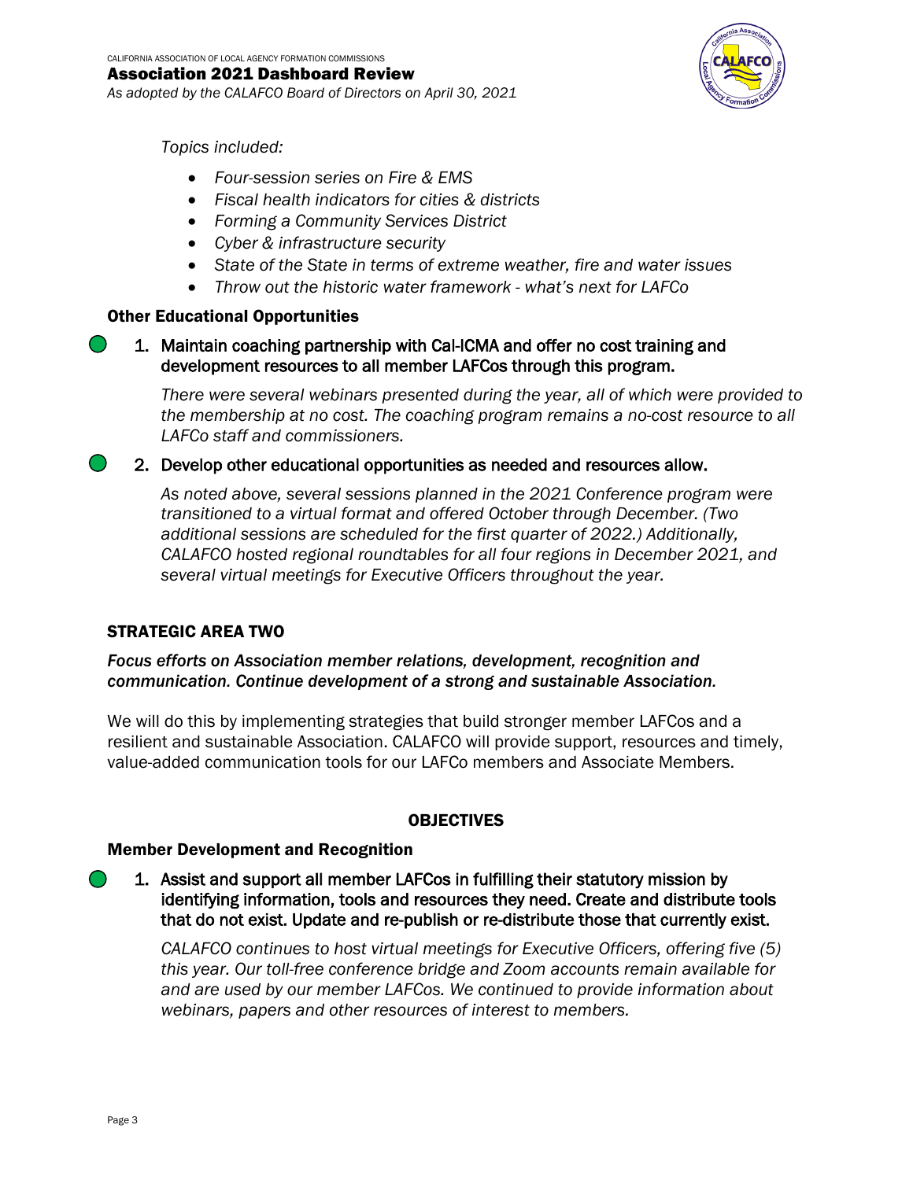*Topics included:*

- *Four-session series on Fire & EMS*
- *Fiscal health indicators for cities & districts*
- *Forming a Community Services District*
- *Cyber & infrastructure security*
- *State of the State in terms of extreme weather, fire and water issues*
- *Throw out the historic water framework - what's next for LAFCo*

**Other Educational Opportunities**

1. Maintain coaching partnership with Cal-ICMA and offer no cost training and development resources to all member LAFCos through this program.

   *There were several webinars presented during the year, all of which were provided to the membership at no cost. The coaching program remains a no-cost resource to all LAFCo staff and commissioners.*

2. Develop other educational opportunities as needed and resources allow.

   *As noted above, several sessions planned in the 2021 Conference program were transitioned to a virtual format and offered October through December. (Two additional sessions are scheduled for the first quarter of 2022.) Additionally, CALAFCO hosted regional roundtables for all four regions in December 2021, and several virtual meetings for Executive Officers throughout the year.*

## STRATEGIC AREA TWO

***Focus efforts on Association member relations, development, recognition and communication. Continue development of a strong and sustainable Association.***

We will do this by implementing strategies that build stronger member LAFCos and a resilient and sustainable Association. CALAFCO will provide support, resources and timely, value-added communication tools for our LAFCo members and Associate Members.

### OBJECTIVES

**Member Development and Recognition**

1. Assist and support all member LAFCos in fulfilling their statutory mission by identifying information, tools and resources they need. Create and distribute tools that do not exist. Update and re-publish or re-distribute those that currently exist.

   *CALAFCO continues to host virtual meetings for Executive Officers, offering five (5) this year. Our toll-free conference bridge and Zoom accounts remain available for and are used by our member LAFCos. We continued to provide information about webinars, papers and other resources of interest to members.*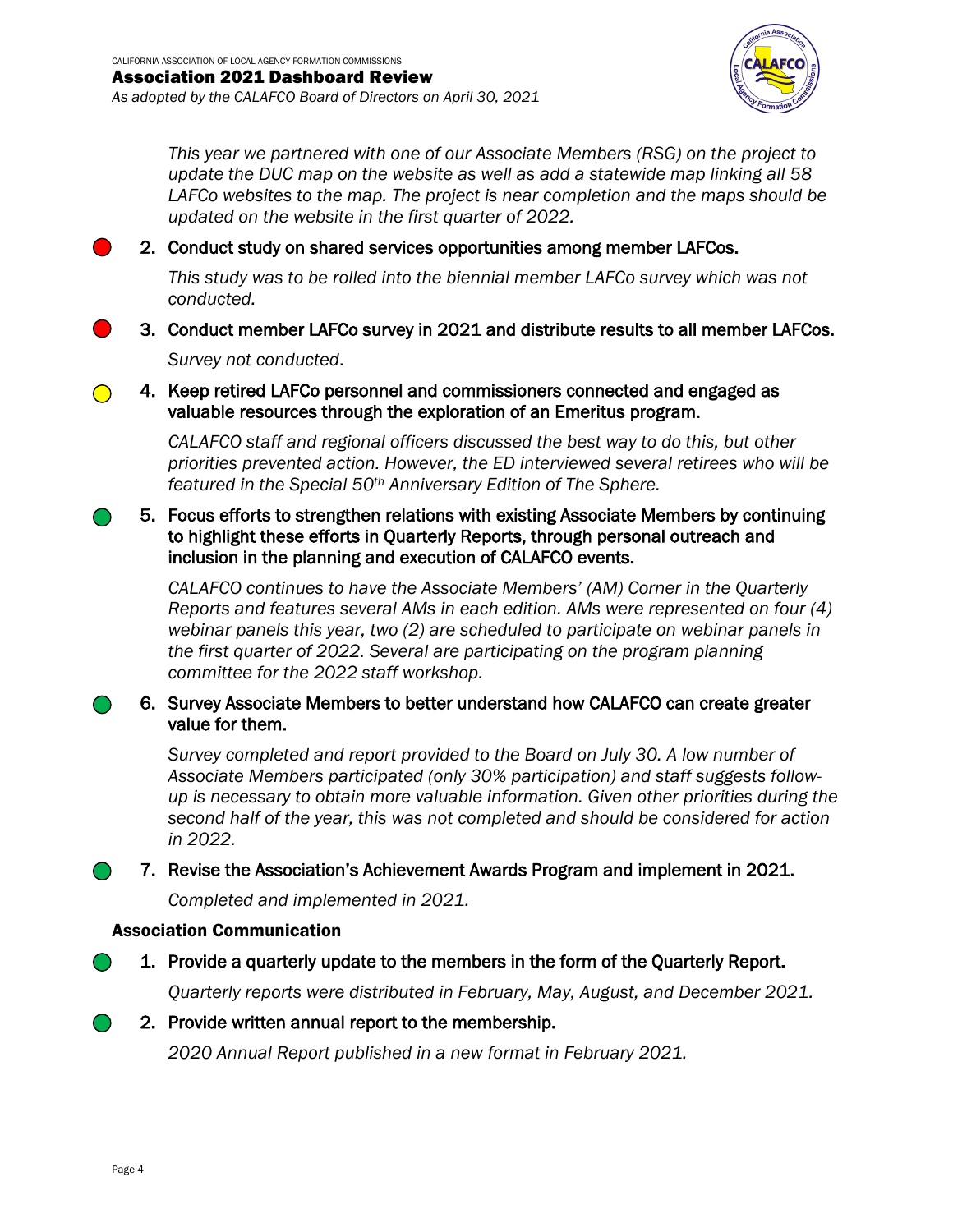*This year we partnered with one of our Associate Members (RSG) on the project to update the DUC map on the website as well as add a statewide map linking all 58 LAFCo websites to the map. The project is near completion and the maps should be updated on the website in the first quarter of 2022.*

2. **Conduct study on shared services opportunities among member LAFCos.**

   *This study was to be rolled into the biennial member LAFCo survey which was not conducted.*

3. **Conduct member LAFCo survey in 2021 and distribute results to all member LAFCos.**

   *Survey not conducted.*

4. **Keep retired LAFCo personnel and commissioners connected and engaged as valuable resources through the exploration of an Emeritus program.**

   *CALAFCO staff and regional officers discussed the best way to do this, but other priorities prevented action. However, the ED interviewed several retirees who will be featured in the Special 50th Anniversary Edition of The Sphere.*

5. **Focus efforts to strengthen relations with existing Associate Members by continuing to highlight these efforts in Quarterly Reports, through personal outreach and inclusion in the planning and execution of CALAFCO events.**

   *CALAFCO continues to have the Associate Members' (AM) Corner in the Quarterly Reports and features several AMs in each edition. AMs were represented on four (4) webinar panels this year, two (2) are scheduled to participate on webinar panels in the first quarter of 2022. Several are participating on the program planning committee for the 2022 staff workshop.*

6. **Survey Associate Members to better understand how CALAFCO can create greater value for them.**

   *Survey completed and report provided to the Board on July 30. A low number of Associate Members participated (only 30% participation) and staff suggests follow-up is necessary to obtain more valuable information. Given other priorities during the second half of the year, this was not completed and should be considered for action in 2022.*

7. **Revise the Association's Achievement Awards Program and implement in 2021.**

   *Completed and implemented in 2021.*

### Association Communication

1. **Provide a quarterly update to the members in the form of the Quarterly Report.**

   *Quarterly reports were distributed in February, May, August, and December 2021.*

2. **Provide written annual report to the membership.**

   *2020 Annual Report published in a new format in February 2021.*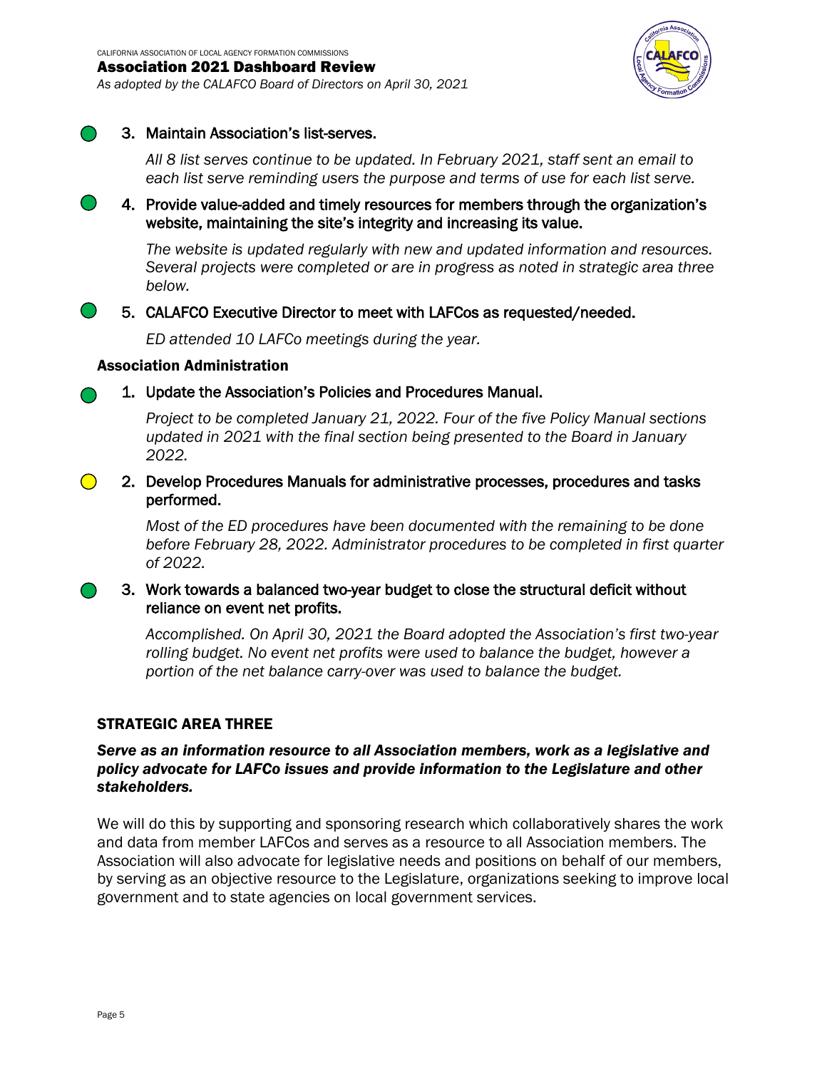3. Maintain Association's list-serves.

   *All 8 list serves continue to be updated. In February 2021, staff sent an email to each list serve reminding users the purpose and terms of use for each list serve.*

4. Provide value-added and timely resources for members through the organization's website, maintaining the site's integrity and increasing its value.

   *The website is updated regularly with new and updated information and resources. Several projects were completed or are in progress as noted in strategic area three below.*

5. CALAFCO Executive Director to meet with LAFCos as requested/needed.

   *ED attended 10 LAFCo meetings during the year.*

**Association Administration**

1. Update the Association's Policies and Procedures Manual.

   *Project to be completed January 21, 2022. Four of the five Policy Manual sections updated in 2021 with the final section being presented to the Board in January 2022.*

2. Develop Procedures Manuals for administrative processes, procedures and tasks performed.

   *Most of the ED procedures have been documented with the remaining to be done before February 28, 2022. Administrator procedures to be completed in first quarter of 2022.*

3. Work towards a balanced two-year budget to close the structural deficit without reliance on event net profits.

   *Accomplished. On April 30, 2021 the Board adopted the Association's first two-year rolling budget. No event net profits were used to balance the budget, however a portion of the net balance carry-over was used to balance the budget.*

## STRATEGIC AREA THREE

***Serve as an information resource to all Association members, work as a legislative and policy advocate for LAFCo issues and provide information to the Legislature and other stakeholders.***

We will do this by supporting and sponsoring research which collaboratively shares the work and data from member LAFCos and serves as a resource to all Association members. The Association will also advocate for legislative needs and positions on behalf of our members, by serving as an objective resource to the Legislature, organizations seeking to improve local government and to state agencies on local government services.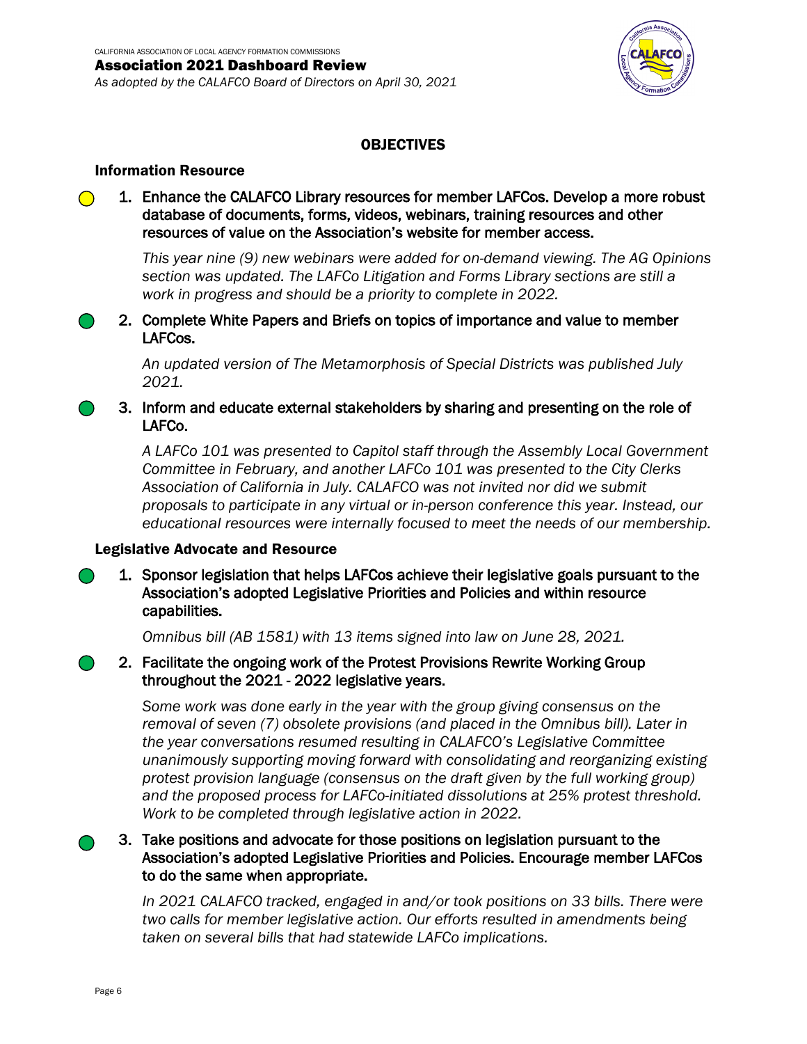## OBJECTIVES

### Information Resource

1. Enhance the CALAFCO Library resources for member LAFCos. Develop a more robust database of documents, forms, videos, webinars, training resources and other resources of value on the Association's website for member access.

   *This year nine (9) new webinars were added for on-demand viewing. The AG Opinions section was updated. The LAFCo Litigation and Forms Library sections are still a work in progress and should be a priority to complete in 2022.*

2. Complete White Papers and Briefs on topics of importance and value to member LAFCos.

   *An updated version of The Metamorphosis of Special Districts was published July 2021.*

3. Inform and educate external stakeholders by sharing and presenting on the role of LAFCo.

   *A LAFCo 101 was presented to Capitol staff through the Assembly Local Government Committee in February, and another LAFCo 101 was presented to the City Clerks Association of California in July. CALAFCO was not invited nor did we submit proposals to participate in any virtual or in-person conference this year. Instead, our educational resources were internally focused to meet the needs of our membership.*

### Legislative Advocate and Resource

1. Sponsor legislation that helps LAFCos achieve their legislative goals pursuant to the Association's adopted Legislative Priorities and Policies and within resource capabilities.

   *Omnibus bill (AB 1581) with 13 items signed into law on June 28, 2021.*

2. Facilitate the ongoing work of the Protest Provisions Rewrite Working Group throughout the 2021 - 2022 legislative years.

   *Some work was done early in the year with the group giving consensus on the removal of seven (7) obsolete provisions (and placed in the Omnibus bill). Later in the year conversations resumed resulting in CALAFCO's Legislative Committee unanimously supporting moving forward with consolidating and reorganizing existing protest provision language (consensus on the draft given by the full working group) and the proposed process for LAFCo-initiated dissolutions at 25% protest threshold. Work to be completed through legislative action in 2022.*

3. Take positions and advocate for those positions on legislation pursuant to the Association's adopted Legislative Priorities and Policies. Encourage member LAFCos to do the same when appropriate.

   *In 2021 CALAFCO tracked, engaged in and/or took positions on 33 bills. There were two calls for member legislative action. Our efforts resulted in amendments being taken on several bills that had statewide LAFCo implications.*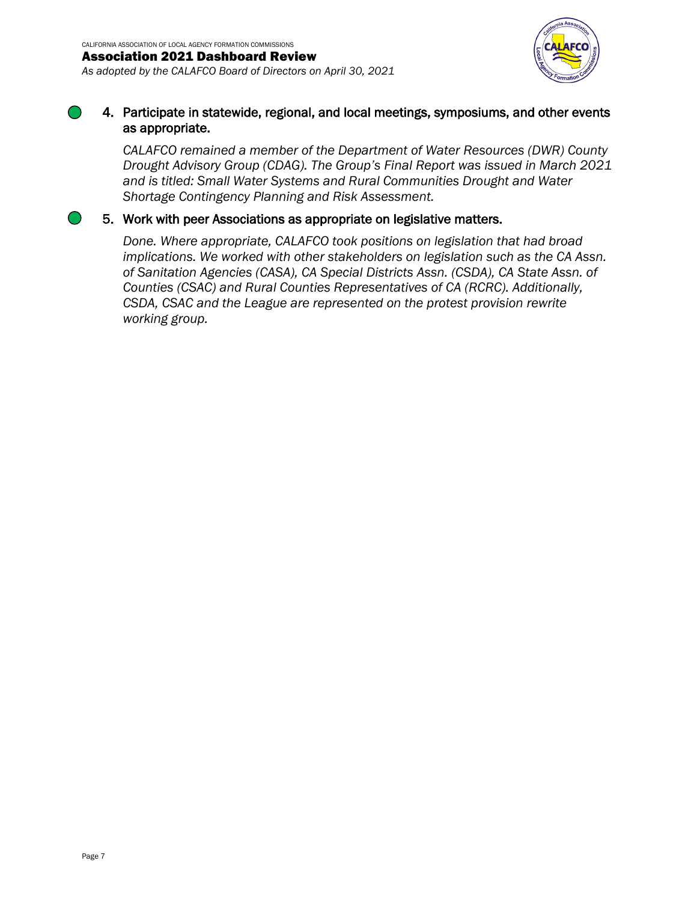4. Participate in statewide, regional, and local meetings, symposiums, and other events as appropriate.

   *CALAFCO remained a member of the Department of Water Resources (DWR) County Drought Advisory Group (CDAG). The Group's Final Report was issued in March 2021 and is titled: Small Water Systems and Rural Communities Drought and Water Shortage Contingency Planning and Risk Assessment.*

5. Work with peer Associations as appropriate on legislative matters.

   *Done. Where appropriate, CALAFCO took positions on legislation that had broad implications. We worked with other stakeholders on legislation such as the CA Assn. of Sanitation Agencies (CASA), CA Special Districts Assn. (CSDA), CA State Assn. of Counties (CSAC) and Rural Counties Representatives of CA (RCRC). Additionally, CSDA, CSAC and the League are represented on the protest provision rewrite working group.*